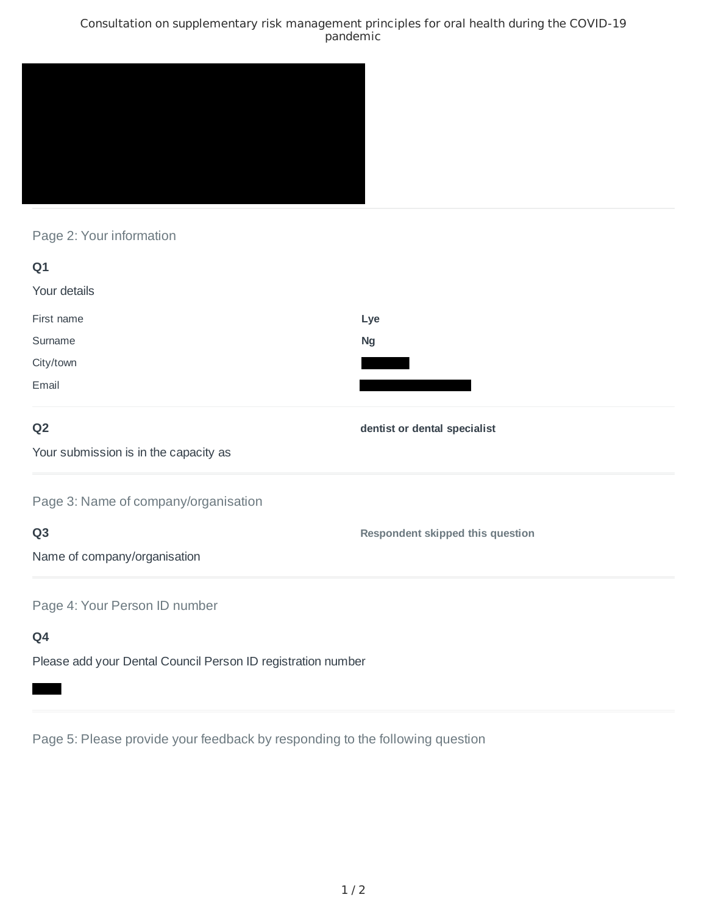Consultation on supplementary risk management principles for oral health during the COVID-19 pandemic

## Page 2: Your information

**Q1**

Your details

| | |
|---|---|
| First name | **Lye** |
| Surname | **Ng** |
| City/town | |
| Email | |

**Q2**

Your submission is in the capacity as

**dentist or dental specialist**

## Page 3: Name of company/organisation

**Q3**

Name of company/organisation

**Respondent skipped this question**

## Page 4: Your Person ID number

**Q4**

Please add your Dental Council Person ID registration number

## Page 5: Please provide your feedback by responding to the following question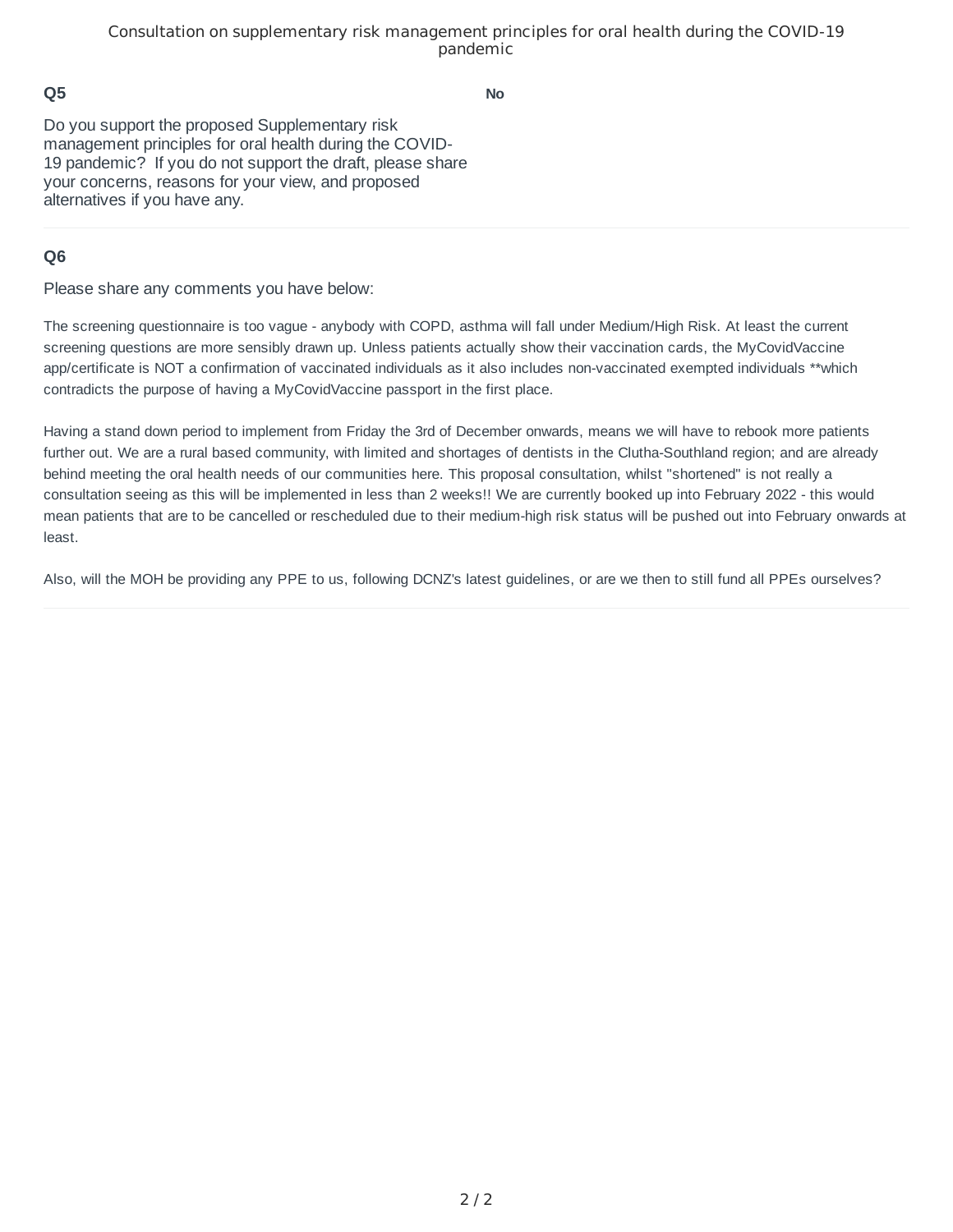## Q5

Do you support the proposed Supplementary risk management principles for oral health during the COVID-19 pandemic? If you do not support the draft, please share your concerns, reasons for your view, and proposed alternatives if you have any.

**No**

## Q6

Please share any comments you have below:

The screening questionnaire is too vague - anybody with COPD, asthma will fall under Medium/High Risk. At least the current screening questions are more sensibly drawn up. Unless patients actually show their vaccination cards, the MyCovidVaccine app/certificate is NOT a confirmation of vaccinated individuals as it also includes non-vaccinated exempted individuals **which contradicts the purpose of having a MyCovidVaccine passport in the first place.

Having a stand down period to implement from Friday the 3rd of December onwards, means we will have to rebook more patients further out. We are a rural based community, with limited and shortages of dentists in the Clutha-Southland region; and are already behind meeting the oral health needs of our communities here. This proposal consultation, whilst "shortened" is not really a consultation seeing as this will be implemented in less than 2 weeks!! We are currently booked up into February 2022 - this would mean patients that are to be cancelled or rescheduled due to their medium-high risk status will be pushed out into February onwards at least.

Also, will the MOH be providing any PPE to us, following DCNZ's latest guidelines, or are we then to still fund all PPEs ourselves?